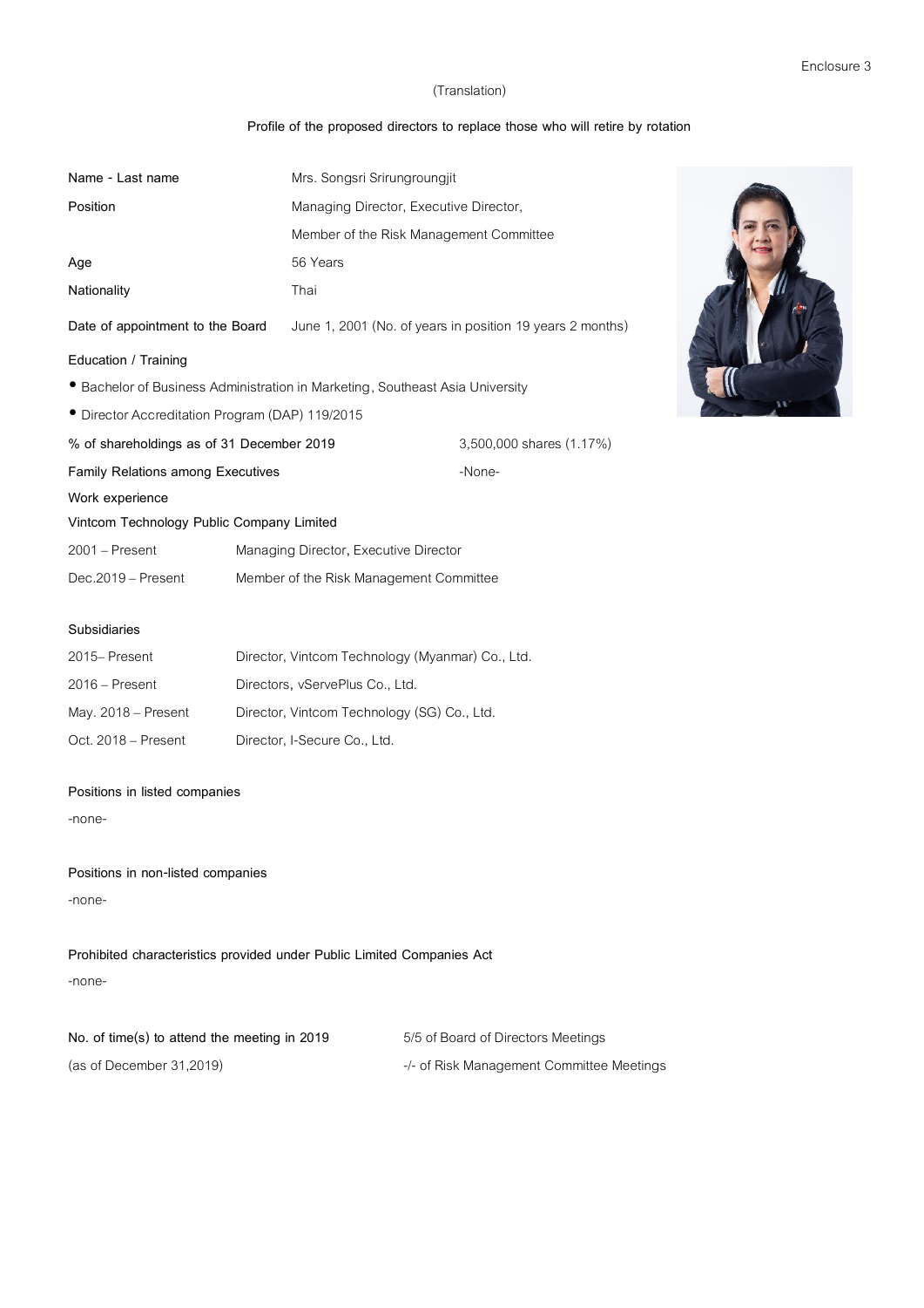Enclosure 3

(Translation)

**Profile of the proposed directors to replace those who will retire by rotation**

**Name - Last name** Mrs. Songsri Srirungroungjit

**Position** Managing Director, Executive Director, Member of the Risk Management Committee

**Age** 56 Years

**Nationality** Thai

**Date of appointment to the Board** June 1, 2001 (No. of years in position 19 years 2 months)

**Education / Training**

- Bachelor of Business Administration in Marketing, Southeast Asia University
- Director Accreditation Program (DAP) 119/2015

**% of shareholdings as of 31 December 2019** 3,500,000 shares (1.17%)

**Family Relations among Executives** -None-

**Work experience**

**Vintcom Technology Public Company Limited**

| | |
|---|---|
| 2001 – Present | Managing Director, Executive Director |
| Dec.2019 – Present | Member of the Risk Management Committee |

**Subsidiaries**

| | |
|---|---|
| 2015– Present | Director, Vintcom Technology (Myanmar) Co., Ltd. |
| 2016 – Present | Directors, vServePlus Co., Ltd. |
| May. 2018 – Present | Director, Vintcom Technology (SG) Co., Ltd. |
| Oct. 2018 – Present | Director, I-Secure Co., Ltd. |

**Positions in listed companies**

-none-

**Positions in non-listed companies**

-none-

**Prohibited characteristics provided under Public Limited Companies Act**

-none-

**No. of time(s) to attend the meeting in 2019** 5/5 of Board of Directors Meetings

(as of December 31,2019) -/- of Risk Management Committee Meetings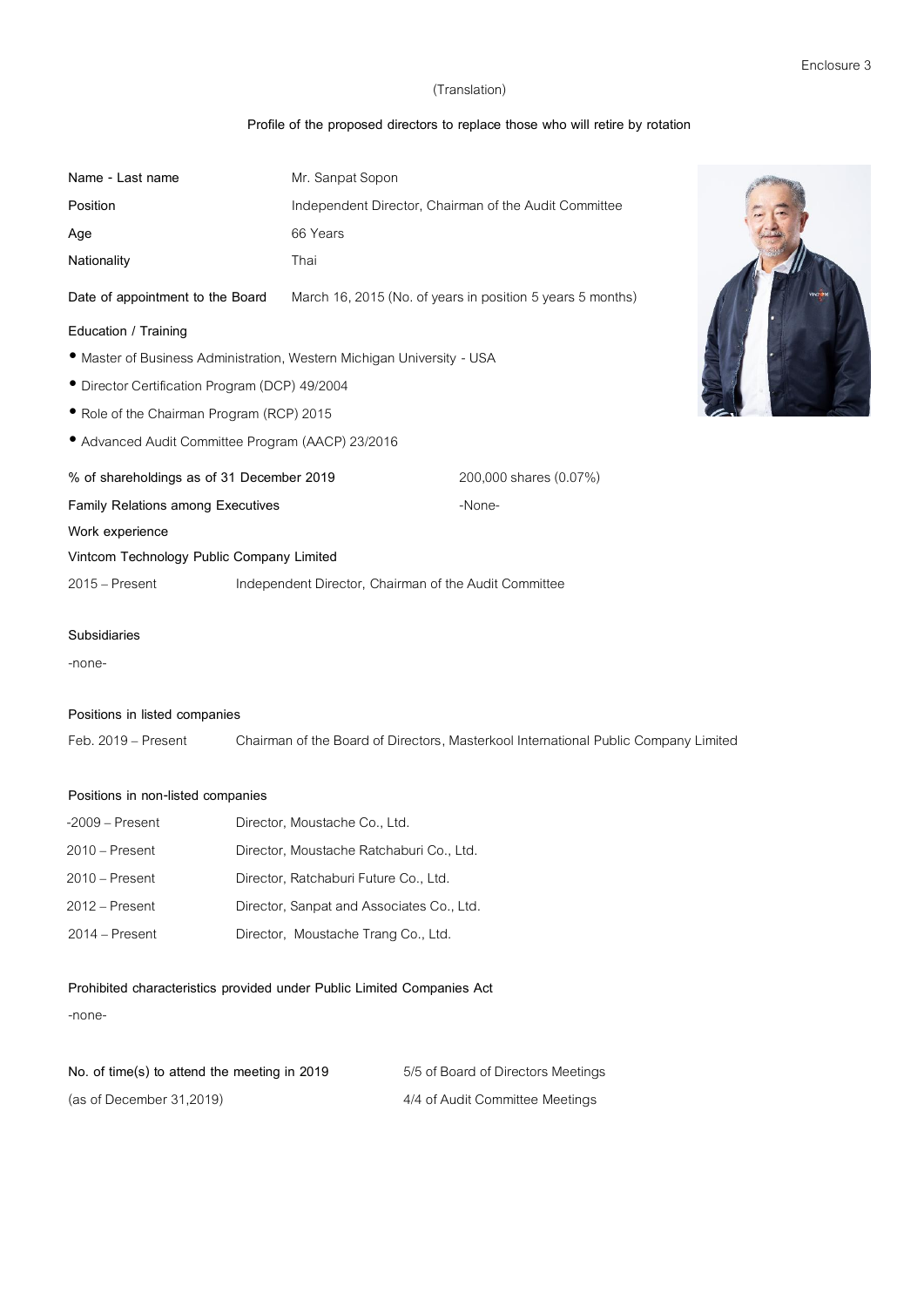Enclosure 3

(Translation)

## Profile of the proposed directors to replace those who will retire by rotation

| | |
|---|---|
| **Name - Last name** | Mr. Sanpat Sopon |
| **Position** | Independent Director, Chairman of the Audit Committee |
| **Age** | 66 Years |
| **Nationality** | Thai |
| **Date of appointment to the Board** | March 16, 2015 (No. of years in position 5 years 5 months) |

**Education / Training**

- Master of Business Administration, Western Michigan University - USA
- Director Certification Program (DCP) 49/2004
- Role of the Chairman Program (RCP) 2015
- Advanced Audit Committee Program (AACP) 23/2016

| | |
|---|---|
| **% of shareholdings as of 31 December 2019** | 200,000 shares (0.07%) |
| **Family Relations among Executives** | -None- |

**Work experience**

**Vintcom Technology Public Company Limited**

| | |
|---|---|
| 2015 – Present | Independent Director, Chairman of the Audit Committee |

**Subsidiaries**

-none-

**Positions in listed companies**

| | |
|---|---|
| Feb. 2019 – Present | Chairman of the Board of Directors, Masterkool International Public Company Limited |

**Positions in non-listed companies**

| | |
|---|---|
| -2009 – Present | Director, Moustache Co., Ltd. |
| 2010 – Present | Director, Moustache Ratchaburi Co., Ltd. |
| 2010 – Present | Director, Ratchaburi Future Co., Ltd. |
| 2012 – Present | Director, Sanpat and Associates Co., Ltd. |
| 2014 – Present | Director, Moustache Trang Co., Ltd. |

**Prohibited characteristics provided under Public Limited Companies Act**

-none-

| | |
|---|---|
| **No. of time(s) to attend the meeting in 2019** | 5/5 of Board of Directors Meetings |
| (as of December 31,2019) | 4/4 of Audit Committee Meetings |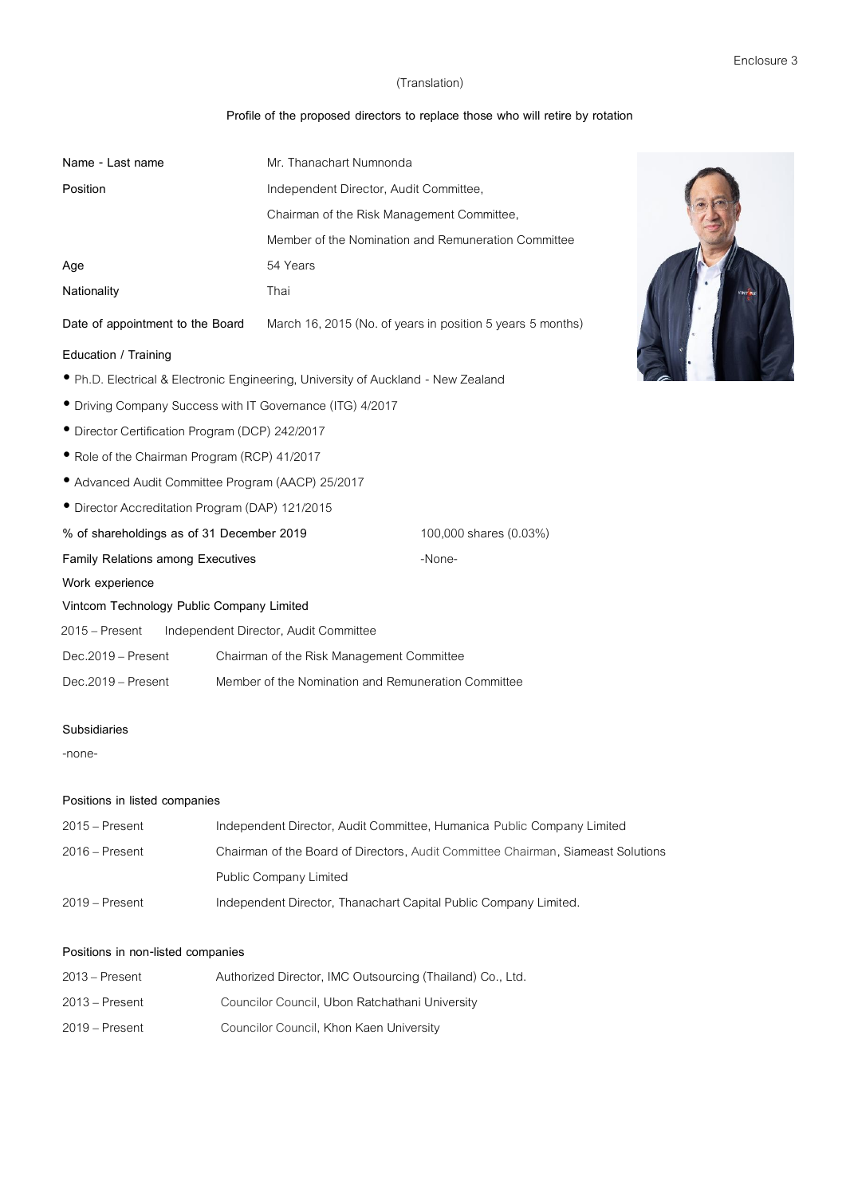Enclosure 3

(Translation)

**Profile of the proposed directors to replace those who will retire by rotation**

| | |
|---|---|
| **Name - Last name** | Mr. Thanachart Numnonda |
| **Position** | Independent Director, Audit Committee, |
| | Chairman of the Risk Management Committee, |
| | Member of the Nomination and Remuneration Committee |
| **Age** | 54 Years |
| **Nationality** | Thai |
| **Date of appointment to the Board** | March 16, 2015 (No. of years in position 5 years 5 months) |

**Education / Training**

- Ph.D. Electrical & Electronic Engineering, University of Auckland - New Zealand
- Driving Company Success with IT Governance (ITG) 4/2017
- Director Certification Program (DCP) 242/2017
- Role of the Chairman Program (RCP) 41/2017
- Advanced Audit Committee Program (AACP) 25/2017
- Director Accreditation Program (DAP) 121/2015

**% of shareholdings as of 31 December 2019** 100,000 shares (0.03%)

**Family Relations among Executives** -None-

**Work experience**

**Vintcom Technology Public Company Limited**

| | |
|---|---|
| 2015 – Present | Independent Director, Audit Committee |
| Dec.2019 – Present | Chairman of the Risk Management Committee |
| Dec.2019 – Present | Member of the Nomination and Remuneration Committee |

**Subsidiaries**

-none-

**Positions in listed companies**

| | |
|---|---|
| 2015 – Present | Independent Director, Audit Committee, Humanica Public Company Limited |
| 2016 – Present | Chairman of the Board of Directors, Audit Committee Chairman, Siameast Solutions Public Company Limited |
| 2019 – Present | Independent Director, Thanachart Capital Public Company Limited. |

**Positions in non-listed companies**

| | |
|---|---|
| 2013 – Present | Authorized Director, IMC Outsourcing (Thailand) Co., Ltd. |
| 2013 – Present | Councilor Council, Ubon Ratchathani University |
| 2019 – Present | Councilor Council, Khon Kaen University |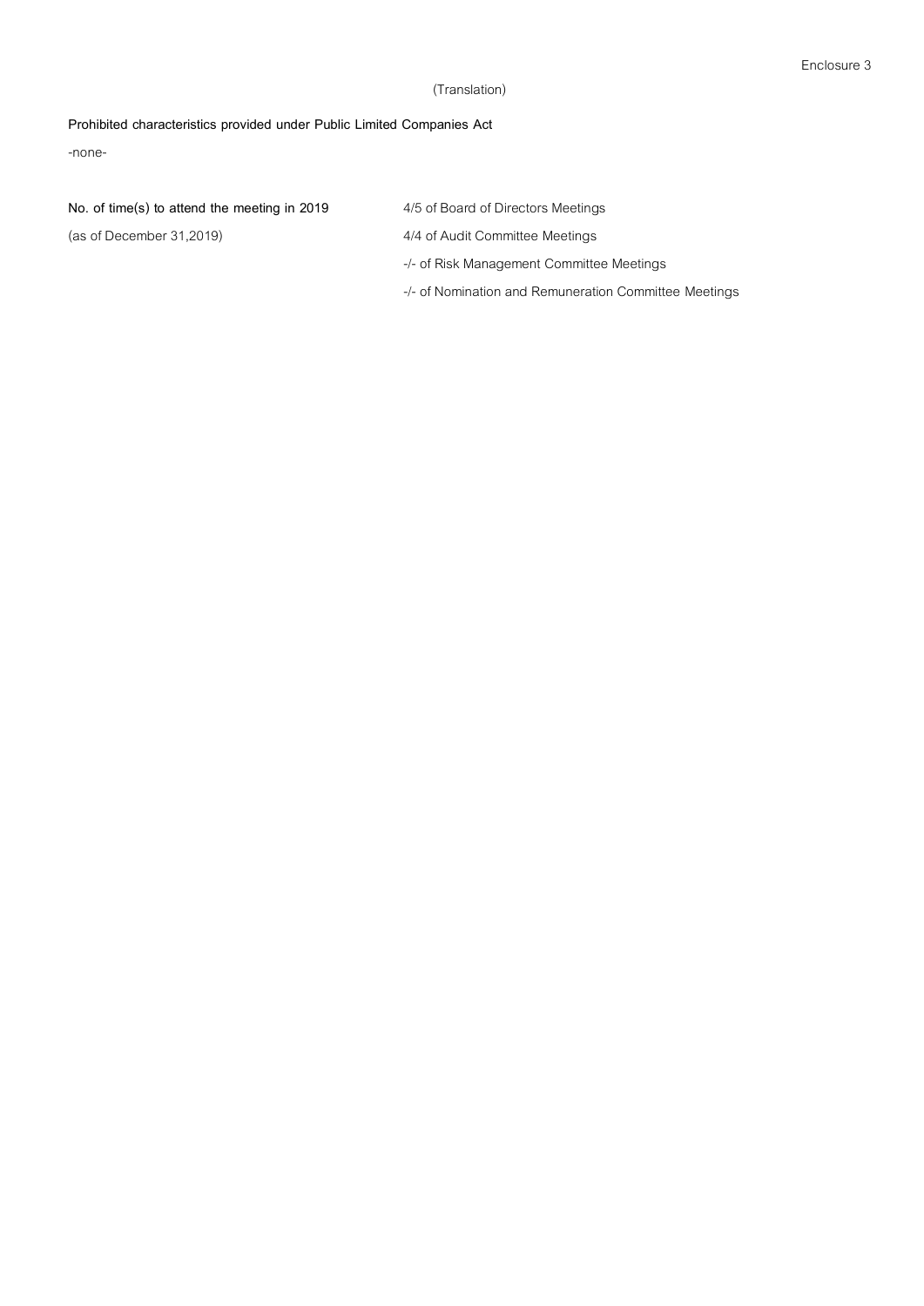Enclosure 3

(Translation)

**Prohibited characteristics provided under Public Limited Companies Act**

-none-

| | |
|---|---|
| **No. of time(s) to attend the meeting in 2019** | 4/5 of Board of Directors Meetings |
| (as of December 31,2019) | 4/4 of Audit Committee Meetings |
| | -/- of Risk Management Committee Meetings |
| | -/- of Nomination and Remuneration Committee Meetings |